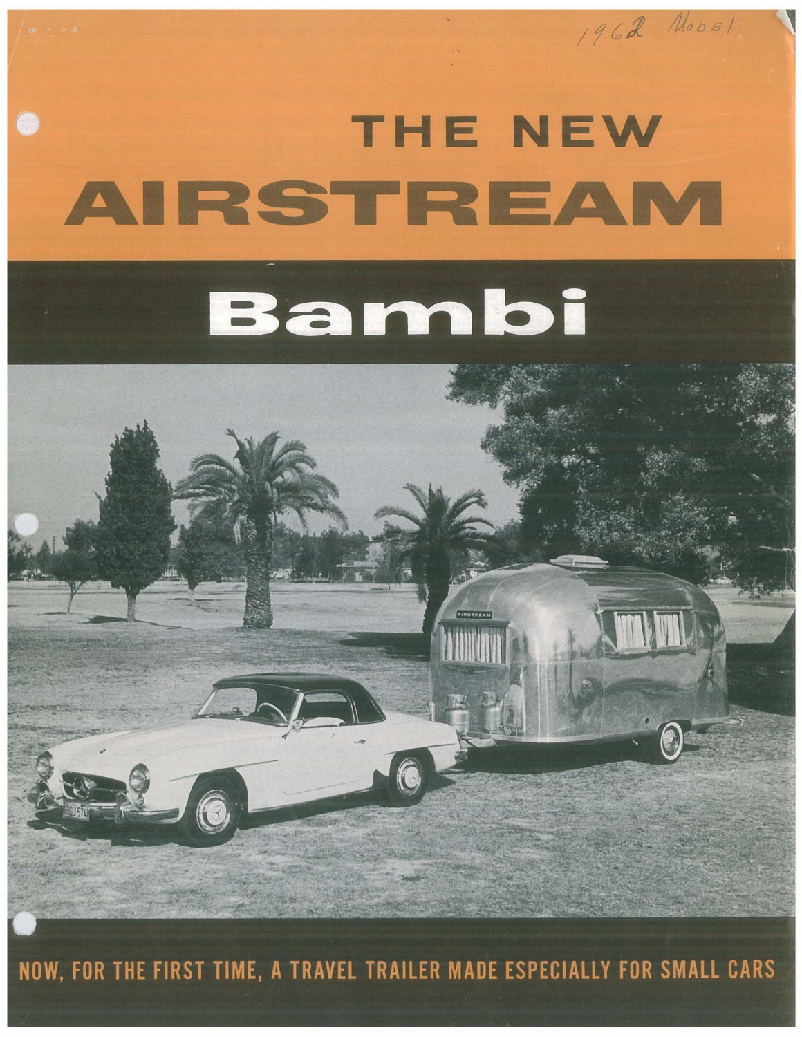1962 Model

# THE NEW AIRSTREAM

# Bambi

NOW, FOR THE FIRST TIME, A TRAVEL TRAILER MADE ESPECIALLY FOR SMALL CARS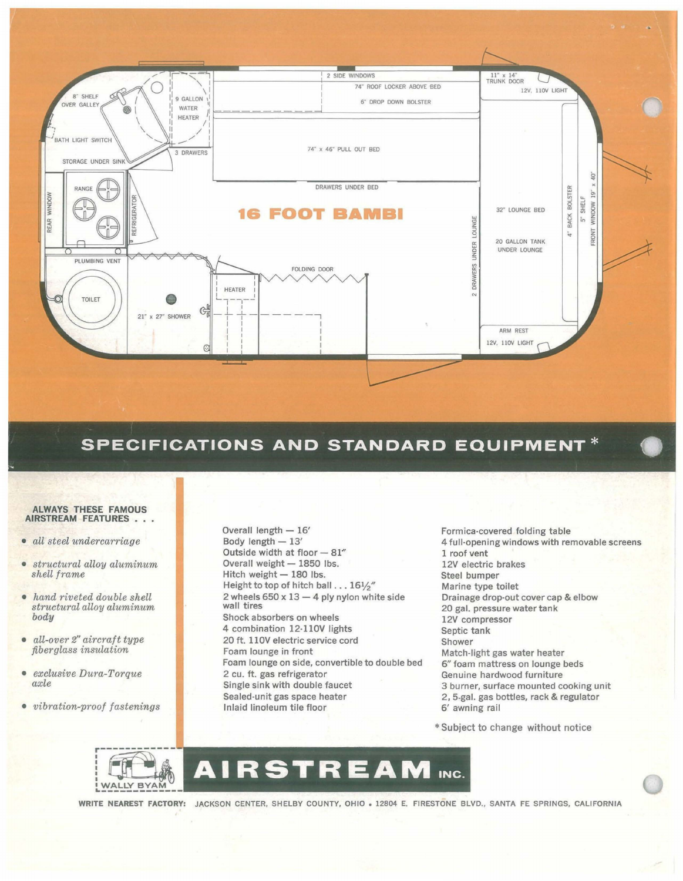# 16 FOOT BAMBI

2 SIDE WINDOWS
74" ROOF LOCKER ABOVE BED
6" DROP DOWN BOLSTER
11" x 14" TRUNK DOOR
12V, 110V LIGHT
8" SHELF OVER GALLEY
9 GALLON WATER HEATER
BATH LIGHT SWITCH
3 DRAWERS
74" x 46" PULL OUT BED
STORAGE UNDER SINK
DRAWERS UNDER BED
RANGE
REAR WINDOW
REFRIGERATOR
32" LOUNGE BED
20 GALLON TANK UNDER LOUNGE
4" BACK BOLSTER
5" SHELF
FRONT WINDOW 19" x 40"
2 DRAWERS UNDER LOUNGE
PLUMBING VENT
FOLDING DOOR
HEATER
TOILET
21" x 27" SHOWER
ARM REST
12V, 110V LIGHT

## SPECIFICATIONS AND STANDARD EQUIPMENT *

**ALWAYS THESE FAMOUS AIRSTREAM FEATURES . . .**

- *all steel undercarriage*
- *structural alloy aluminum shell frame*
- *hand riveted double shell structural alloy aluminum body*
- *all-over 2" aircraft type fiberglass insulation*
- *exclusive Dura-Torque axle*
- *vibration-proof fastenings*

Overall length — 16'
Body length — 13'
Outside width at floor — 81"
Overall weight — 1850 lbs.
Hitch weight — 180 lbs.
Height to top of hitch ball . . . 16½"
2 wheels 650 x 13 — 4 ply nylon white side wall tires
Shock absorbers on wheels
4 combination 12-110V lights
20 ft. 110V electric service cord
Foam lounge in front
Foam lounge on side, convertible to double bed
2 cu. ft. gas refrigerator
Single sink with double faucet
Sealed-unit gas space heater
Inlaid linoleum tile floor

Formica-covered folding table
4 full-opening windows with removable screens
1 roof vent
12V electric brakes
Steel bumper
Marine type toilet
Drainage drop-out cover cap & elbow
20 gal. pressure water tank
12V compressor
Septic tank
Shower
Match-light gas water heater
6" foam mattress on lounge beds
Genuine hardwood furniture
3 burner, surface mounted cooking unit
2, 5-gal. gas bottles, rack & regulator
6' awning rail

*Subject to change without notice

WALLY BYAM

**AIRSTREAM INC.**

**WRITE NEAREST FACTORY:** JACKSON CENTER, SHELBY COUNTY, OHIO • 12804 E. FIRESTONE BLVD., SANTA FE SPRINGS, CALIFORNIA